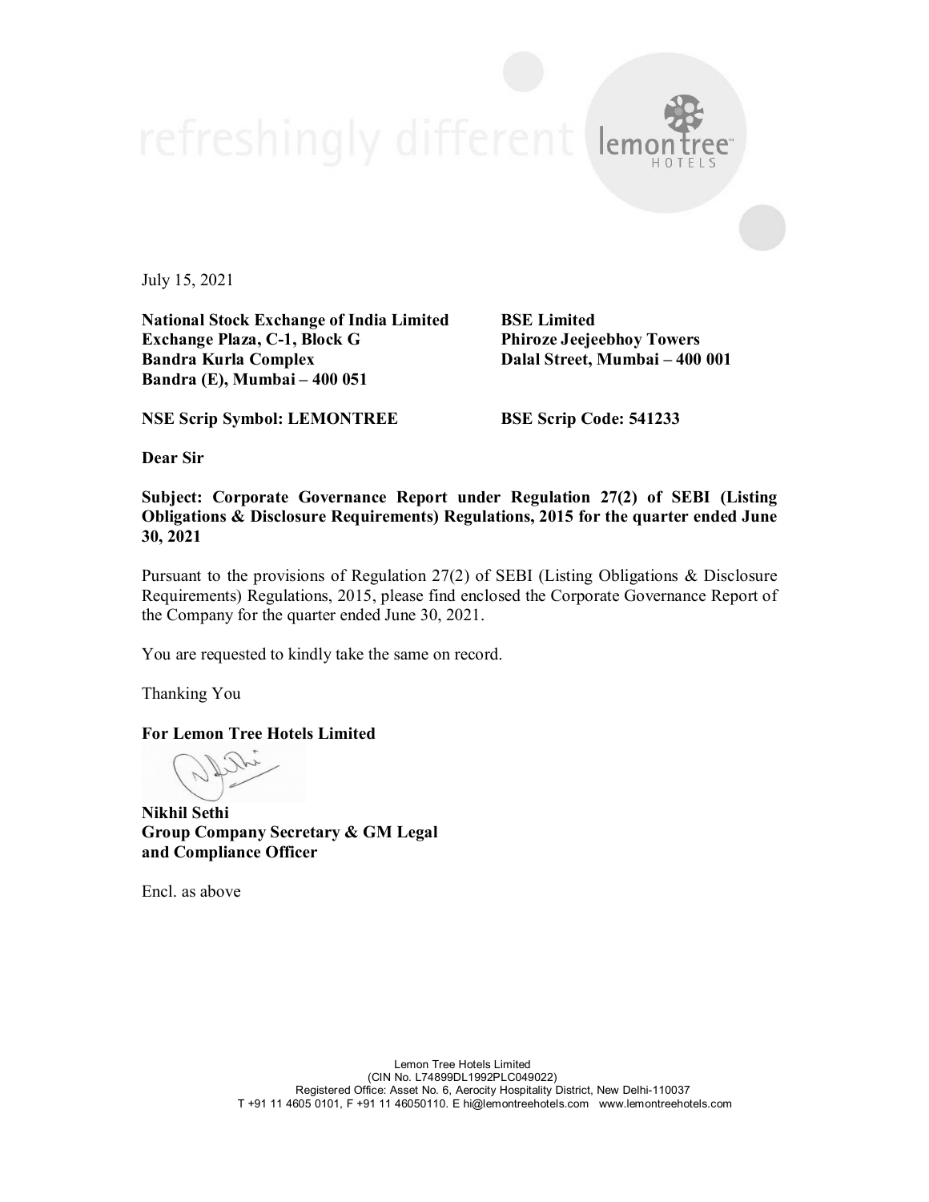refreshingly different

July 15, 2021

**National Stock Exchange of India Limited**
**Exchange Plaza, C-1, Block G**
**Bandra Kurla Complex**
**Bandra (E), Mumbai – 400 051**

**BSE Limited**
**Phiroze Jeejeebhoy Towers**
**Dalal Street, Mumbai – 400 001**

**NSE Scrip Symbol: LEMONTREE**

**BSE Scrip Code: 541233**

**Dear Sir**

**Subject: Corporate Governance Report under Regulation 27(2) of SEBI (Listing Obligations & Disclosure Requirements) Regulations, 2015 for the quarter ended June 30, 2021**

Pursuant to the provisions of Regulation 27(2) of SEBI (Listing Obligations & Disclosure Requirements) Regulations, 2015, please find enclosed the Corporate Governance Report of the Company for the quarter ended June 30, 2021.

You are requested to kindly take the same on record.

Thanking You

**For Lemon Tree Hotels Limited**

**Nikhil Sethi**
**Group Company Secretary & GM Legal and Compliance Officer**

Encl. as above

Lemon Tree Hotels Limited
(CIN No. L74899DL1992PLC049022)
Registered Office: Asset No. 6, Aerocity Hospitality District, New Delhi-110037
T +91 11 4605 0101, F +91 11 46050110. E hi@lemontreehotels.com www.lemontreehotels.com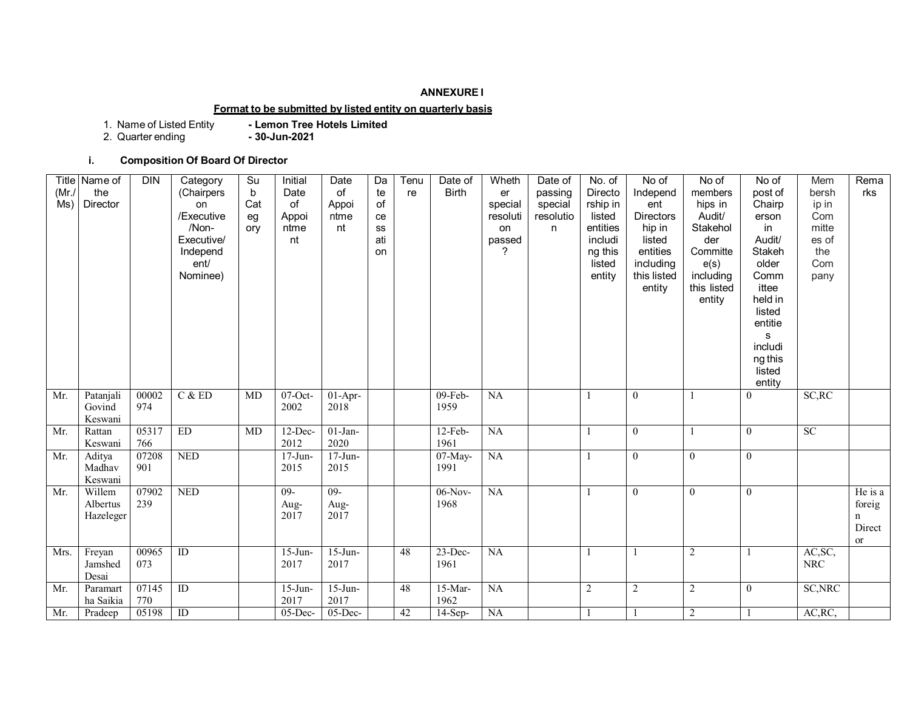**ANNEXURE I**

**Format to be submitted by listed entity on quarterly basis**

1. Name of Listed Entity **- Lemon Tree Hotels Limited**
2. Quarter ending **- 30-Jun-2021**

**i. Composition Of Board Of Director**

| Title (Mr./ Ms) | Name of the Director | DIN | Category (Chairperson /Executive /Non-Executive/ Independent/ Nominee) | Sub Category | Initial Date of Appointment | Date of Appointment | Date of cessation | Tenure | Date of Birth | Whether special resolution passed? | Date of passing special resolution | No. of Directorship in listed entities including this listed entity | No of Independent Directorship in listed entities including this listed entity | No of memberships in Audit/ Stakeholder Committee(s) including this listed entity | No of post of Chairperson in Audit/ Stakeholder Committee held in listed entities including this listed entity | Membership in Committees of the Company | Remarks |
|---|---|---|---|---|---|---|---|---|---|---|---|---|---|---|---|---|---|
| Mr. | Patanjali Govind Keswani | 00002974 | C & ED | MD | 07-Oct-2002 | 01-Apr-2018 | | | 09-Feb-1959 | NA | | 1 | 0 | 1 | 0 | SC,RC | |
| Mr. | Rattan Keswani | 05317766 | ED | MD | 12-Dec-2012 | 01-Jan-2020 | | | 12-Feb-1961 | NA | | 1 | 0 | 1 | 0 | SC | |
| Mr. | Aditya Madhav Keswani | 07208901 | NED | | 17-Jun-2015 | 17-Jun-2015 | | | 07-May-1991 | NA | | 1 | 0 | 0 | 0 | | |
| Mr. | Willem Albertus Hazeleger | 07902239 | NED | | 09-Aug-2017 | 09-Aug-2017 | | | 06-Nov-1968 | NA | | 1 | 0 | 0 | 0 | | He is a foreign Director |
| Mrs. | Freyan Jamshed Desai | 00965073 | ID | | 15-Jun-2017 | 15-Jun-2017 | | 48 | 23-Dec-1961 | NA | | 1 | 1 | 2 | 1 | AC,SC, NRC | |
| Mr. | Paramartha Saikia | 07145770 | ID | | 15-Jun-2017 | 15-Jun-2017 | | 48 | 15-Mar-1962 | NA | | 2 | 2 | 2 | 0 | SC,NRC | |
| Mr. | Pradeep | 05198 | ID | | 05-Dec- | 05-Dec- | | 42 | 14-Sep- | NA | | 1 | 1 | 2 | 1 | AC,RC, | |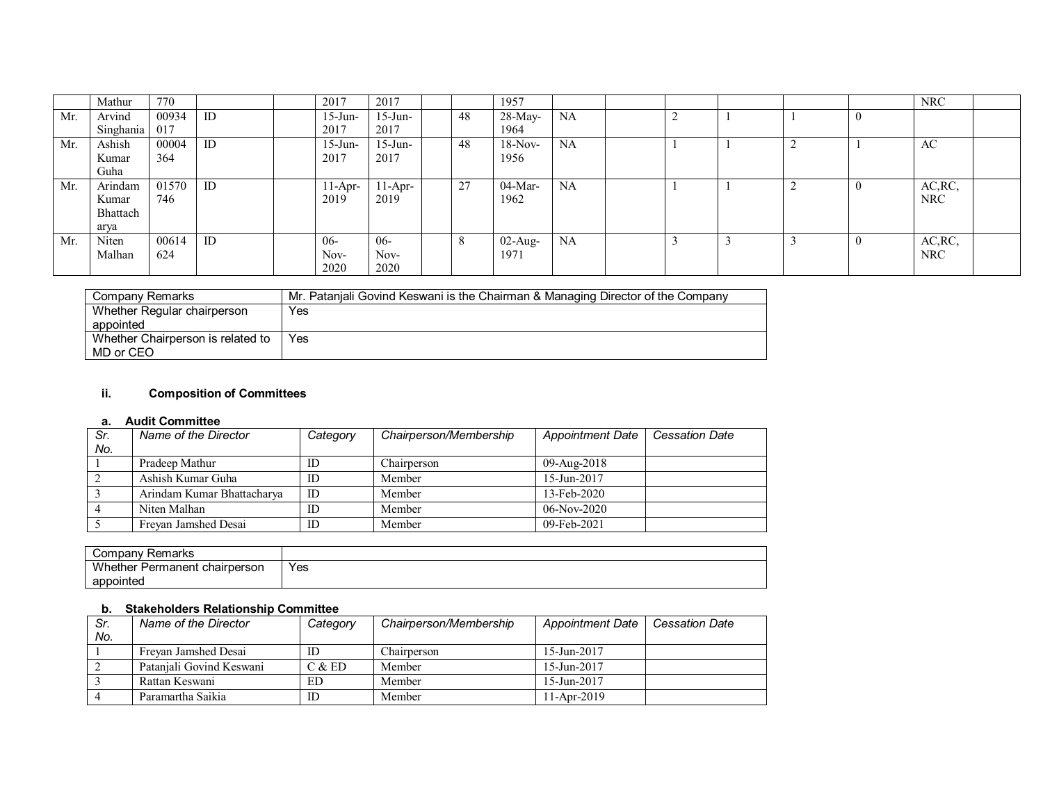| | | | | | | | | | | | | | | | | | |
|---|---|---|---|---|---|---|---|---|---|---|---|---|---|---|---|---|---|
| | Mathur | 770 | | | 2017 | 2017 | | | 1957 | | | | | | | NRC | |
| Mr. | Arvind Singhania | 00934017 | ID | | 15-Jun-2017 | 15-Jun-2017 | | 48 | 28-May-1964 | NA | | 2 | 1 | 1 | 0 | | |
| Mr. | Ashish Kumar Guha | 00004364 | ID | | 15-Jun-2017 | 15-Jun-2017 | | 48 | 18-Nov-1956 | NA | | 1 | 1 | 2 | 1 | AC | |
| Mr. | Arindam Kumar Bhattacharya | 01570746 | ID | | 11-Apr-2019 | 11-Apr-2019 | | 27 | 04-Mar-1962 | NA | | 1 | 1 | 2 | 0 | AC,RC, NRC | |
| Mr. | Niten Malhan | 00614624 | ID | | 06-Nov-2020 | 06-Nov-2020 | | 8 | 02-Aug-1971 | NA | | 3 | 3 | 3 | 0 | AC,RC, NRC | |

| | |
|---|---|
| Company Remarks | Mr. Patanjali Govind Keswani is the Chairman & Managing Director of the Company |
| Whether Regular chairperson appointed | Yes |
| Whether Chairperson is related to MD or CEO | Yes |

### ii. Composition of Committees

#### a. Audit Committee

| *Sr. No.* | *Name of the Director* | *Category* | *Chairperson/Membership* | *Appointment Date* | *Cessation Date* |
|---|---|---|---|---|---|
| 1 | Pradeep Mathur | ID | Chairperson | 09-Aug-2018 | |
| 2 | Ashish Kumar Guha | ID | Member | 15-Jun-2017 | |
| 3 | Arindam Kumar Bhattacharya | ID | Member | 13-Feb-2020 | |
| 4 | Niten Malhan | ID | Member | 06-Nov-2020 | |
| 5 | Freyan Jamshed Desai | ID | Member | 09-Feb-2021 | |

| | |
|---|---|
| Company Remarks | |
| Whether Permanent chairperson appointed | Yes |

#### b. Stakeholders Relationship Committee

| *Sr. No.* | *Name of the Director* | *Category* | *Chairperson/Membership* | *Appointment Date* | *Cessation Date* |
|---|---|---|---|---|---|
| 1 | Freyan Jamshed Desai | ID | Chairperson | 15-Jun-2017 | |
| 2 | Patanjali Govind Keswani | C & ED | Member | 15-Jun-2017 | |
| 3 | Rattan Keswani | ED | Member | 15-Jun-2017 | |
| 4 | Paramartha Saikia | ID | Member | 11-Apr-2019 | |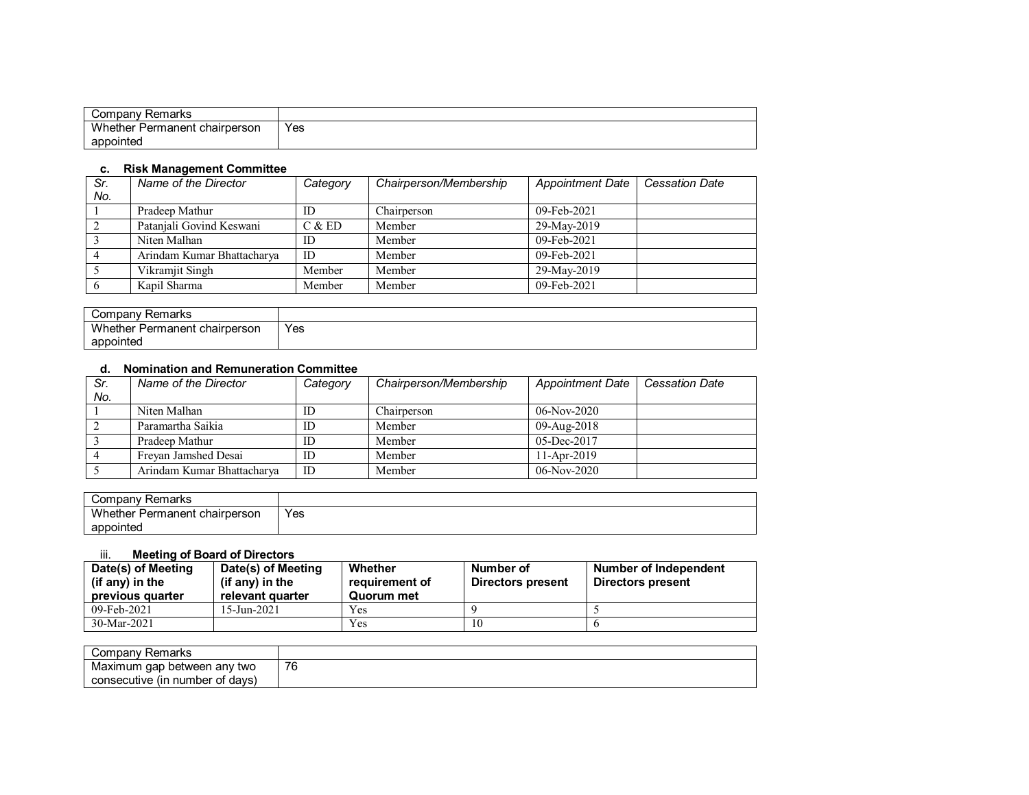| Company Remarks | |
|---|---|
| Whether Permanent chairperson appointed | Yes |

### c. Risk Management Committee

| Sr. No. | Name of the Director | Category | Chairperson/Membership | Appointment Date | Cessation Date |
|---|---|---|---|---|---|
| 1 | Pradeep Mathur | ID | Chairperson | 09-Feb-2021 | |
| 2 | Patanjali Govind Keswani | C & ED | Member | 29-May-2019 | |
| 3 | Niten Malhan | ID | Member | 09-Feb-2021 | |
| 4 | Arindam Kumar Bhattacharya | ID | Member | 09-Feb-2021 | |
| 5 | Vikramjit Singh | Member | Member | 29-May-2019 | |
| 6 | Kapil Sharma | Member | Member | 09-Feb-2021 | |

| Company Remarks | |
|---|---|
| Whether Permanent chairperson appointed | Yes |

### d. Nomination and Remuneration Committee

| Sr. No. | Name of the Director | Category | Chairperson/Membership | Appointment Date | Cessation Date |
|---|---|---|---|---|---|
| 1 | Niten Malhan | ID | Chairperson | 06-Nov-2020 | |
| 2 | Paramartha Saikia | ID | Member | 09-Aug-2018 | |
| 3 | Pradeep Mathur | ID | Member | 05-Dec-2017 | |
| 4 | Freyan Jamshed Desai | ID | Member | 11-Apr-2019 | |
| 5 | Arindam Kumar Bhattacharya | ID | Member | 06-Nov-2020 | |

| Company Remarks | |
|---|---|
| Whether Permanent chairperson appointed | Yes |

### iii. Meeting of Board of Directors

| Date(s) of Meeting (if any) in the previous quarter | Date(s) of Meeting (if any) in the relevant quarter | Whether requirement of Quorum met | Number of Directors present | Number of Independent Directors present |
|---|---|---|---|---|
| 09-Feb-2021 | 15-Jun-2021 | Yes | 9 | 5 |
| 30-Mar-2021 | | Yes | 10 | 6 |

| Company Remarks | |
|---|---|
| Maximum gap between any two consecutive (in number of days) | 76 |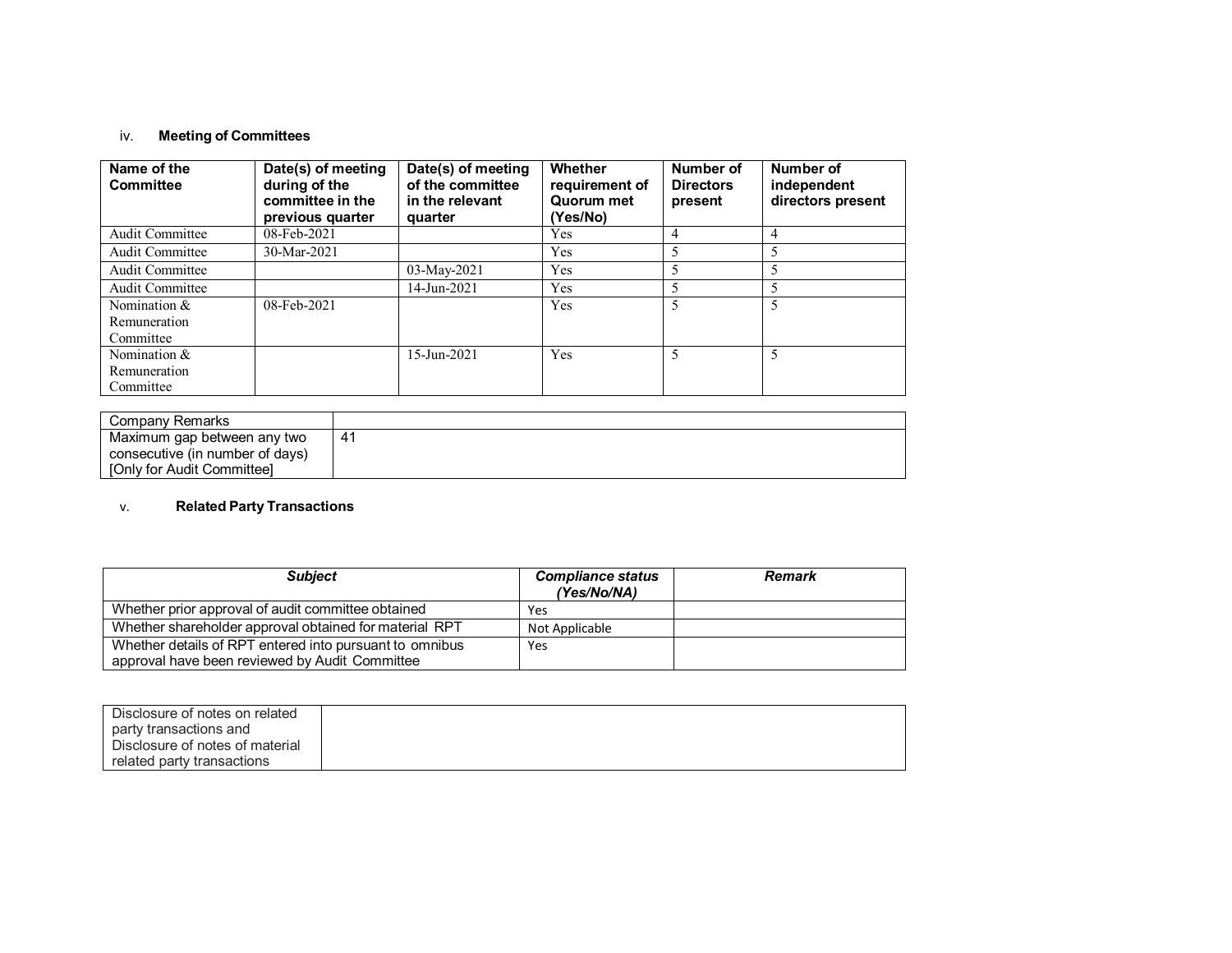iv. **Meeting of Committees**

| Name of the Committee | Date(s) of meeting during of the committee in the previous quarter | Date(s) of meeting of the committee in the relevant quarter | Whether requirement of Quorum met (Yes/No) | Number of Directors present | Number of independent directors present |
|---|---|---|---|---|---|
| Audit Committee | 08-Feb-2021 | | Yes | 4 | 4 |
| Audit Committee | 30-Mar-2021 | | Yes | 5 | 5 |
| Audit Committee | | 03-May-2021 | Yes | 5 | 5 |
| Audit Committee | | 14-Jun-2021 | Yes | 5 | 5 |
| Nomination & Remuneration Committee | 08-Feb-2021 | | Yes | 5 | 5 |
| Nomination & Remuneration Committee | | 15-Jun-2021 | Yes | 5 | 5 |

| Company Remarks | |
|---|---|
| Maximum gap between any two consecutive (in number of days) [Only for Audit Committee] | 41 |

v. **Related Party Transactions**

| *Subject* | *Compliance status (Yes/No/NA)* | *Remark* |
|---|---|---|
| Whether prior approval of audit committee obtained | Yes | |
| Whether shareholder approval obtained for material RPT | Not Applicable | |
| Whether details of RPT entered into pursuant to omnibus approval have been reviewed by Audit Committee | Yes | |

| Disclosure of notes on related party transactions and Disclosure of notes of material related party transactions | |
|---|---|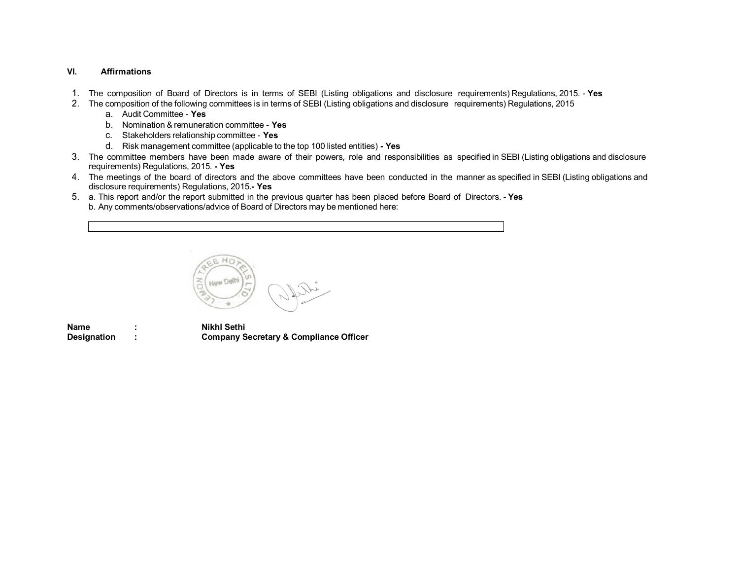## VI. Affirmations

1. The composition of Board of Directors is in terms of SEBI (Listing obligations and disclosure requirements) Regulations, 2015. - **Yes**
2. The composition of the following committees is in terms of SEBI (Listing obligations and disclosure requirements) Regulations, 2015
   a. Audit Committee - **Yes**
   b. Nomination & remuneration committee - **Yes**
   c. Stakeholders relationship committee - **Yes**
   d. Risk management committee (applicable to the top 100 listed entities) **- Yes**
3. The committee members have been made aware of their powers, role and responsibilities as specified in SEBI (Listing obligations and disclosure requirements) Regulations, 2015. **- Yes**
4. The meetings of the board of directors and the above committees have been conducted in the manner as specified in SEBI (Listing obligations and disclosure requirements) Regulations, 2015.**- Yes**
5. a. This report and/or the report submitted in the previous quarter has been placed before Board of Directors. **- Yes**
   b. Any comments/observations/advice of Board of Directors may be mentioned here:

| |
|---|
| |

LEMON TREE HOTELS LTD New Delhi

**Name** : **Nikhl Sethi**
**Designation** : **Company Secretary & Compliance Officer**